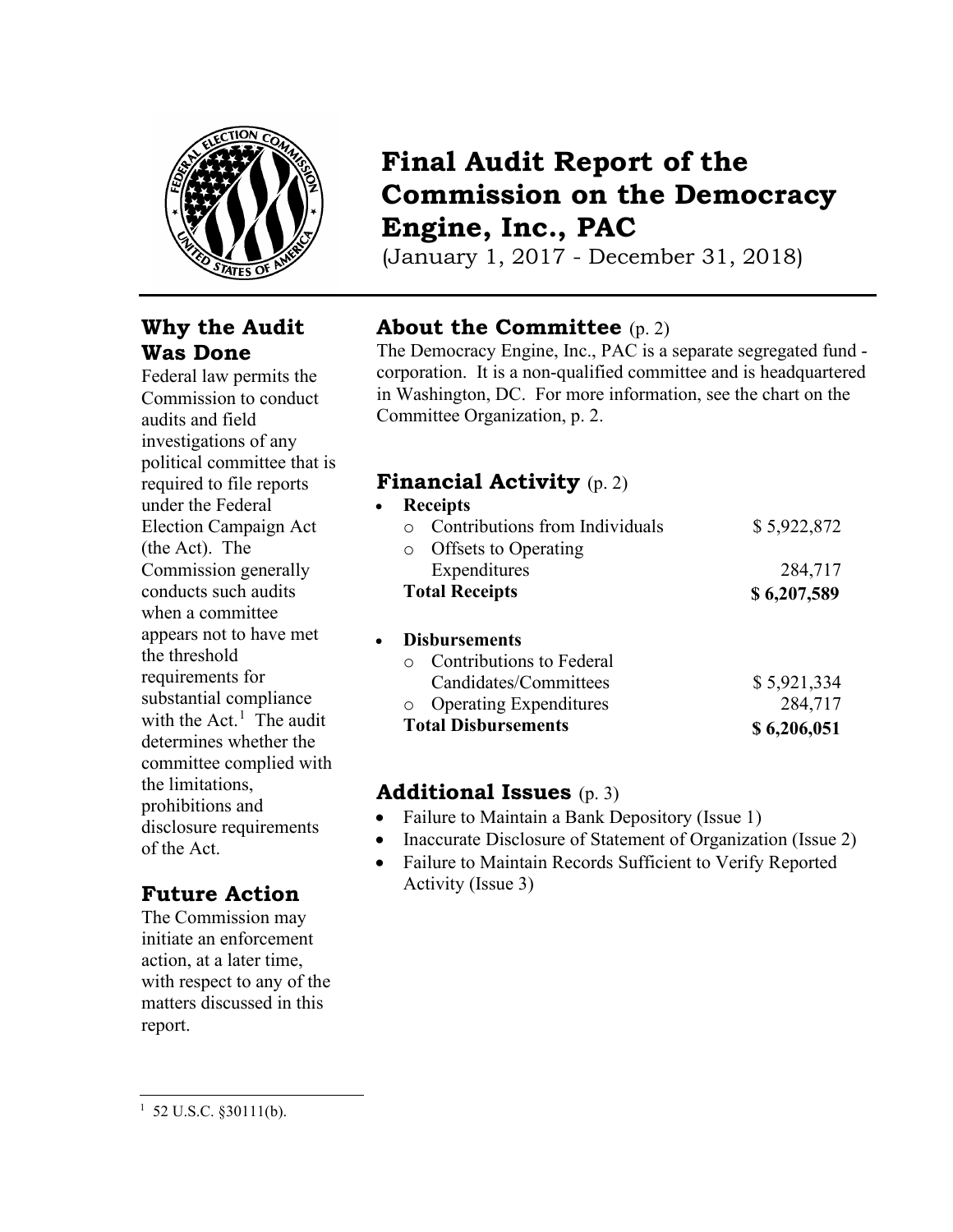# Final Audit Report of the Commission on the Democracy Engine, Inc., PAC

(January 1, 2017 - December 31, 2018)

## Why the Audit Was Done

Federal law permits the Commission to conduct audits and field investigations of any political committee that is required to file reports under the Federal Election Campaign Act (the Act). The Commission generally conducts such audits when a committee appears not to have met the threshold requirements for substantial compliance with the Act.[1] The audit determines whether the committee complied with the limitations, prohibitions and disclosure requirements of the Act.

## Future Action

The Commission may initiate an enforcement action, at a later time, with respect to any of the matters discussed in this report.

## About the Committee (p. 2)

The Democracy Engine, Inc., PAC is a separate segregated fund - corporation. It is a non-qualified committee and is headquartered in Washington, DC. For more information, see the chart on the Committee Organization, p. 2.

## Financial Activity (p. 2)

- **Receipts**
  - Contributions from Individuals — $ 5,922,872
  - Offsets to Operating Expenditures — 284,717

  **Total Receipts — $ 6,207,589**

- **Disbursements**
  - Contributions to Federal Candidates/Committees — $ 5,921,334
  - Operating Expenditures — 284,717

  **Total Disbursements — $ 6,206,051**

## Additional Issues (p. 3)

- Failure to Maintain a Bank Depository (Issue 1)
- Inaccurate Disclosure of Statement of Organization (Issue 2)
- Failure to Maintain Records Sufficient to Verify Reported Activity (Issue 3)

---

[1] 52 U.S.C. §30111(b).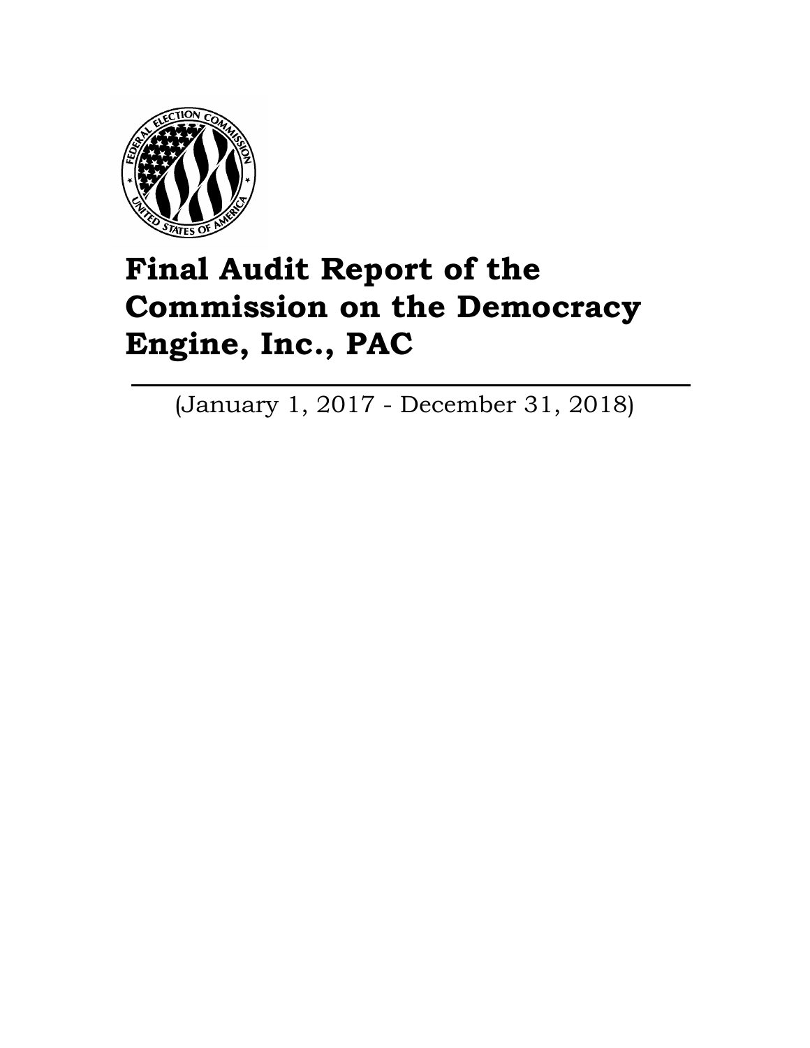# Final Audit Report of the Commission on the Democracy Engine, Inc., PAC

(January 1, 2017 - December 31, 2018)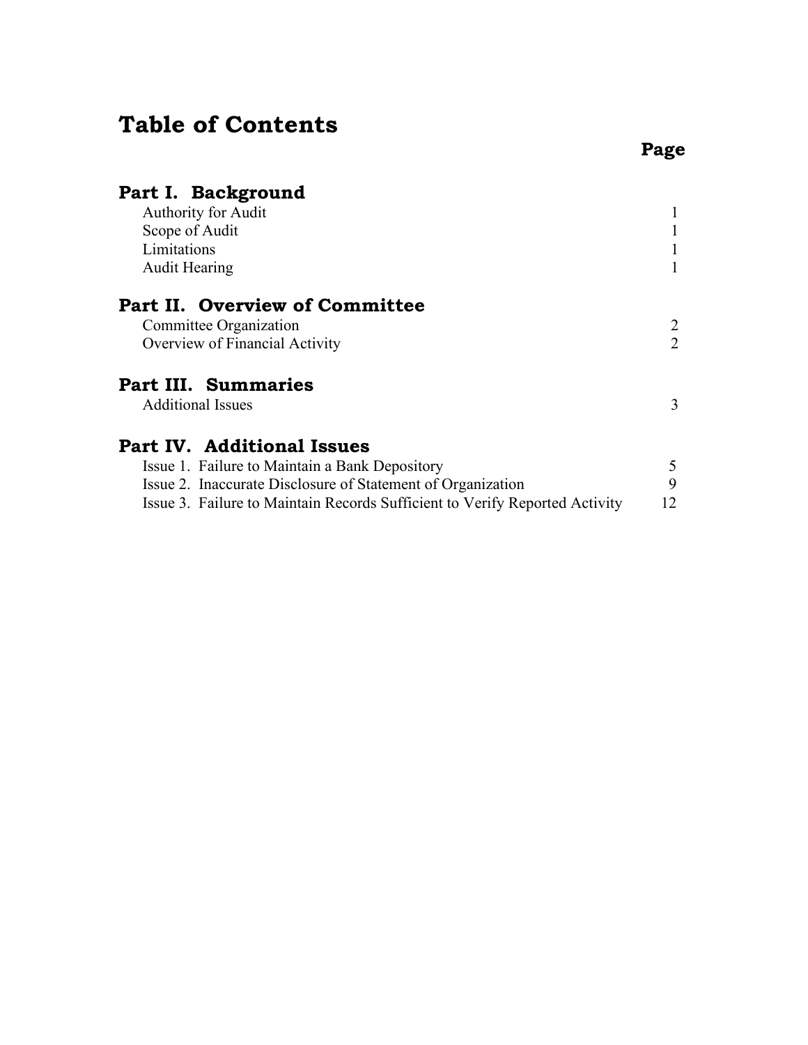# Table of Contents

| | Page |
|---|---|
| **Part I. Background** | |
| Authority for Audit | 1 |
| Scope of Audit | 1 |
| Limitations | 1 |
| Audit Hearing | 1 |
| **Part II. Overview of Committee** | |
| Committee Organization | 2 |
| Overview of Financial Activity | 2 |
| **Part III. Summaries** | |
| Additional Issues | 3 |
| **Part IV. Additional Issues** | |
| Issue 1. Failure to Maintain a Bank Depository | 5 |
| Issue 2. Inaccurate Disclosure of Statement of Organization | 9 |
| Issue 3. Failure to Maintain Records Sufficient to Verify Reported Activity | 12 |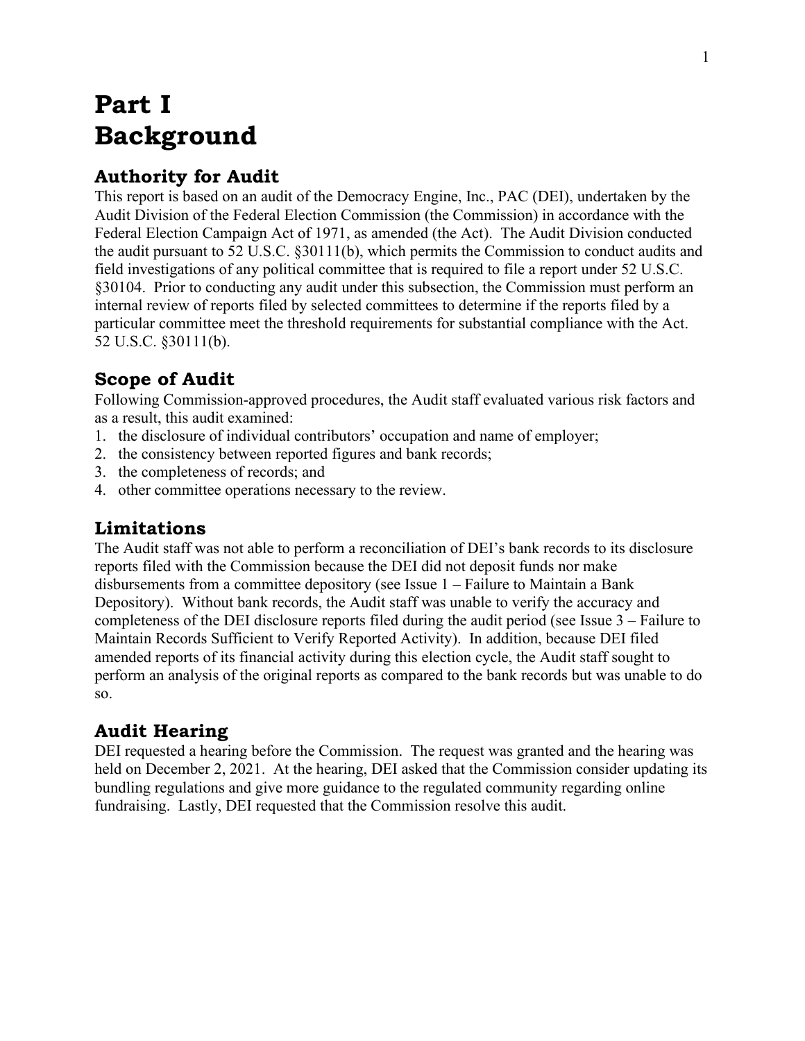# Part I
# Background

## Authority for Audit

This report is based on an audit of the Democracy Engine, Inc., PAC (DEI), undertaken by the Audit Division of the Federal Election Commission (the Commission) in accordance with the Federal Election Campaign Act of 1971, as amended (the Act). The Audit Division conducted the audit pursuant to 52 U.S.C. §30111(b), which permits the Commission to conduct audits and field investigations of any political committee that is required to file a report under 52 U.S.C. §30104. Prior to conducting any audit under this subsection, the Commission must perform an internal review of reports filed by selected committees to determine if the reports filed by a particular committee meet the threshold requirements for substantial compliance with the Act. 52 U.S.C. §30111(b).

## Scope of Audit

Following Commission-approved procedures, the Audit staff evaluated various risk factors and as a result, this audit examined:

1. the disclosure of individual contributors' occupation and name of employer;
2. the consistency between reported figures and bank records;
3. the completeness of records; and
4. other committee operations necessary to the review.

## Limitations

The Audit staff was not able to perform a reconciliation of DEI's bank records to its disclosure reports filed with the Commission because the DEI did not deposit funds nor make disbursements from a committee depository (see Issue 1 – Failure to Maintain a Bank Depository). Without bank records, the Audit staff was unable to verify the accuracy and completeness of the DEI disclosure reports filed during the audit period (see Issue 3 – Failure to Maintain Records Sufficient to Verify Reported Activity). In addition, because DEI filed amended reports of its financial activity during this election cycle, the Audit staff sought to perform an analysis of the original reports as compared to the bank records but was unable to do so.

## Audit Hearing

DEI requested a hearing before the Commission. The request was granted and the hearing was held on December 2, 2021. At the hearing, DEI asked that the Commission consider updating its bundling regulations and give more guidance to the regulated community regarding online fundraising. Lastly, DEI requested that the Commission resolve this audit.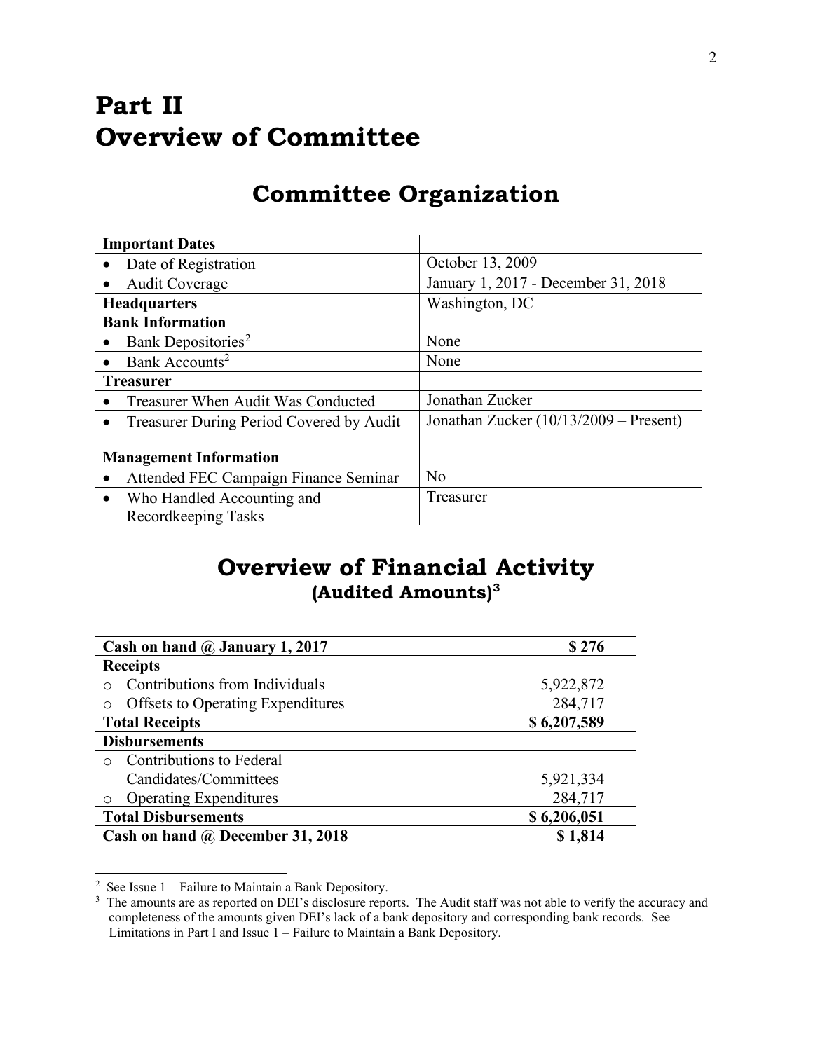# Part II
# Overview of Committee

## Committee Organization

| **Important Dates** | |
|---|---|
| • Date of Registration | October 13, 2009 |
| • Audit Coverage | January 1, 2017 - December 31, 2018 |
| **Headquarters** | Washington, DC |
| **Bank Information** | |
| • Bank Depositories[2] | None |
| • Bank Accounts[2] | None |
| **Treasurer** | |
| • Treasurer When Audit Was Conducted | Jonathan Zucker |
| • Treasurer During Period Covered by Audit | Jonathan Zucker (10/13/2009 – Present) |
| **Management Information** | |
| • Attended FEC Campaign Finance Seminar | No |
| • Who Handled Accounting and Recordkeeping Tasks | Treasurer |

## Overview of Financial Activity
### (Audited Amounts)[3]

| | |
|---|---|
| **Cash on hand @ January 1, 2017** | **$ 276** |
| **Receipts** | |
| ○ Contributions from Individuals | 5,922,872 |
| ○ Offsets to Operating Expenditures | 284,717 |
| **Total Receipts** | **$ 6,207,589** |
| **Disbursements** | |
| ○ Contributions to Federal Candidates/Committees | 5,921,334 |
| ○ Operating Expenditures | 284,717 |
| **Total Disbursements** | **$ 6,206,051** |
| **Cash on hand @ December 31, 2018** | **$ 1,814** |

[2] See Issue 1 – Failure to Maintain a Bank Depository.

[3] The amounts are as reported on DEI's disclosure reports. The Audit staff was not able to verify the accuracy and completeness of the amounts given DEI's lack of a bank depository and corresponding bank records. See Limitations in Part I and Issue 1 – Failure to Maintain a Bank Depository.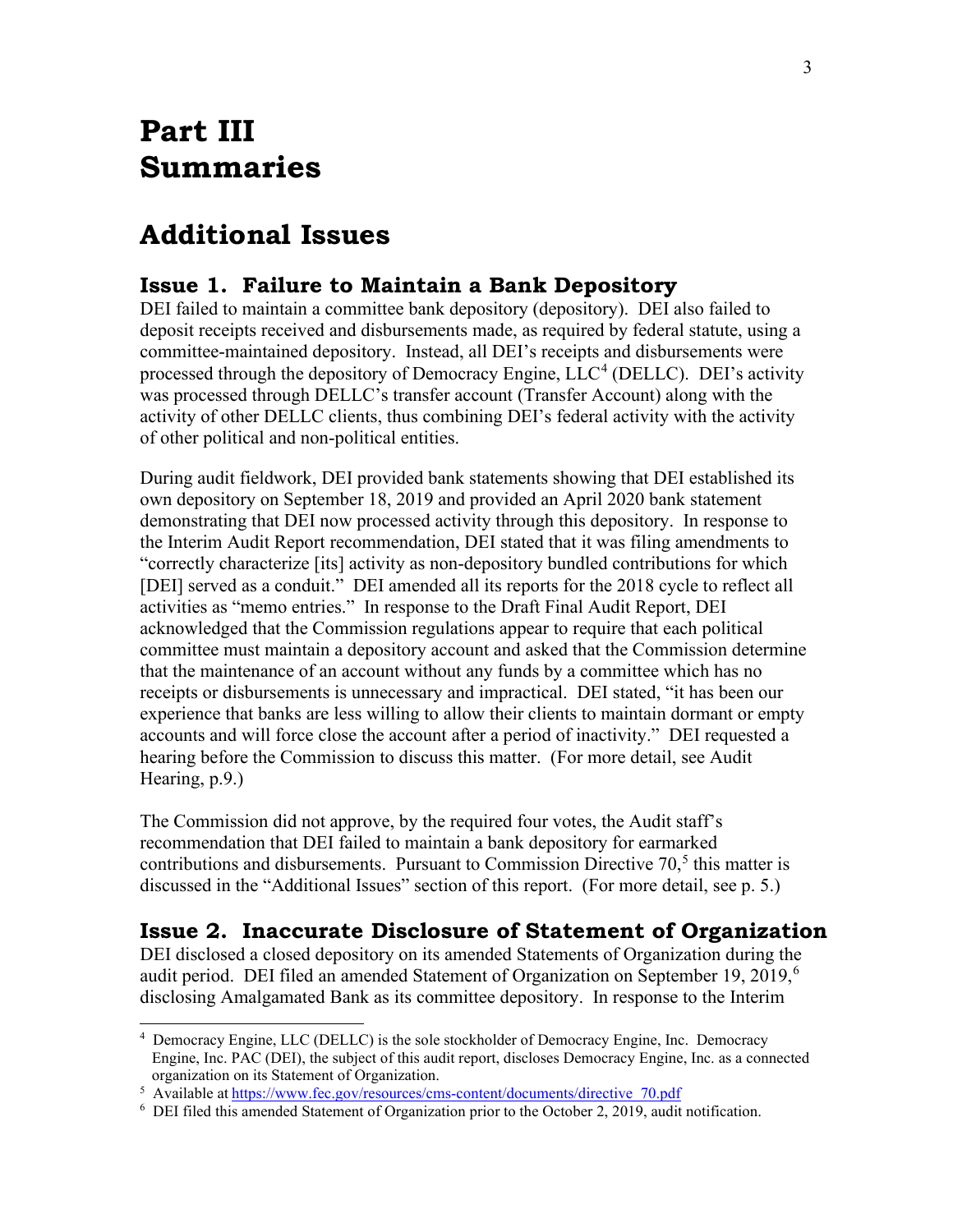# Part III
# Summaries

## Additional Issues

### Issue 1. Failure to Maintain a Bank Depository

DEI failed to maintain a committee bank depository (depository). DEI also failed to deposit receipts received and disbursements made, as required by federal statute, using a committee-maintained depository. Instead, all DEI's receipts and disbursements were processed through the depository of Democracy Engine, LLC[4] (DELLC). DEI's activity was processed through DELLC's transfer account (Transfer Account) along with the activity of other DELLC clients, thus combining DEI's federal activity with the activity of other political and non-political entities.

During audit fieldwork, DEI provided bank statements showing that DEI established its own depository on September 18, 2019 and provided an April 2020 bank statement demonstrating that DEI now processed activity through this depository. In response to the Interim Audit Report recommendation, DEI stated that it was filing amendments to "correctly characterize [its] activity as non-depository bundled contributions for which [DEI] served as a conduit." DEI amended all its reports for the 2018 cycle to reflect all activities as "memo entries." In response to the Draft Final Audit Report, DEI acknowledged that the Commission regulations appear to require that each political committee must maintain a depository account and asked that the Commission determine that the maintenance of an account without any funds by a committee which has no receipts or disbursements is unnecessary and impractical. DEI stated, "it has been our experience that banks are less willing to allow their clients to maintain dormant or empty accounts and will force close the account after a period of inactivity." DEI requested a hearing before the Commission to discuss this matter. (For more detail, see Audit Hearing, p.9.)

The Commission did not approve, by the required four votes, the Audit staff's recommendation that DEI failed to maintain a bank depository for earmarked contributions and disbursements. Pursuant to Commission Directive 70,[5] this matter is discussed in the "Additional Issues" section of this report. (For more detail, see p. 5.)

### Issue 2. Inaccurate Disclosure of Statement of Organization

DEI disclosed a closed depository on its amended Statements of Organization during the audit period. DEI filed an amended Statement of Organization on September 19, 2019,[6] disclosing Amalgamated Bank as its committee depository. In response to the Interim

---

[4] Democracy Engine, LLC (DELLC) is the sole stockholder of Democracy Engine, Inc. Democracy Engine, Inc. PAC (DEI), the subject of this audit report, discloses Democracy Engine, Inc. as a connected organization on its Statement of Organization.

[5] Available at https://www.fec.gov/resources/cms-content/documents/directive_70.pdf

[6] DEI filed this amended Statement of Organization prior to the October 2, 2019, audit notification.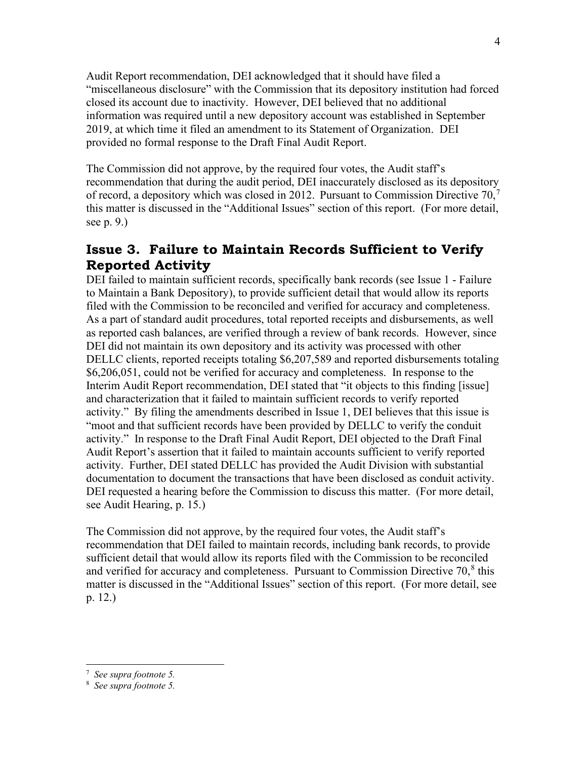Audit Report recommendation, DEI acknowledged that it should have filed a "miscellaneous disclosure" with the Commission that its depository institution had forced closed its account due to inactivity. However, DEI believed that no additional information was required until a new depository account was established in September 2019, at which time it filed an amendment to its Statement of Organization. DEI provided no formal response to the Draft Final Audit Report.

The Commission did not approve, by the required four votes, the Audit staff's recommendation that during the audit period, DEI inaccurately disclosed as its depository of record, a depository which was closed in 2012. Pursuant to Commission Directive 70,[7] this matter is discussed in the "Additional Issues" section of this report. (For more detail, see p. 9.)

## Issue 3. Failure to Maintain Records Sufficient to Verify Reported Activity

DEI failed to maintain sufficient records, specifically bank records (see Issue 1 - Failure to Maintain a Bank Depository), to provide sufficient detail that would allow its reports filed with the Commission to be reconciled and verified for accuracy and completeness. As a part of standard audit procedures, total reported receipts and disbursements, as well as reported cash balances, are verified through a review of bank records. However, since DEI did not maintain its own depository and its activity was processed with other DELLC clients, reported receipts totaling $6,207,589 and reported disbursements totaling $6,206,051, could not be verified for accuracy and completeness. In response to the Interim Audit Report recommendation, DEI stated that "it objects to this finding [issue] and characterization that it failed to maintain sufficient records to verify reported activity." By filing the amendments described in Issue 1, DEI believes that this issue is "moot and that sufficient records have been provided by DELLC to verify the conduit activity." In response to the Draft Final Audit Report, DEI objected to the Draft Final Audit Report's assertion that it failed to maintain accounts sufficient to verify reported activity. Further, DEI stated DELLC has provided the Audit Division with substantial documentation to document the transactions that have been disclosed as conduit activity. DEI requested a hearing before the Commission to discuss this matter. (For more detail, see Audit Hearing, p. 15.)

The Commission did not approve, by the required four votes, the Audit staff's recommendation that DEI failed to maintain records, including bank records, to provide sufficient detail that would allow its reports filed with the Commission to be reconciled and verified for accuracy and completeness. Pursuant to Commission Directive 70,[8] this matter is discussed in the "Additional Issues" section of this report. (For more detail, see p. 12.)

---

[7] *See supra footnote 5.*

[8] *See supra footnote 5.*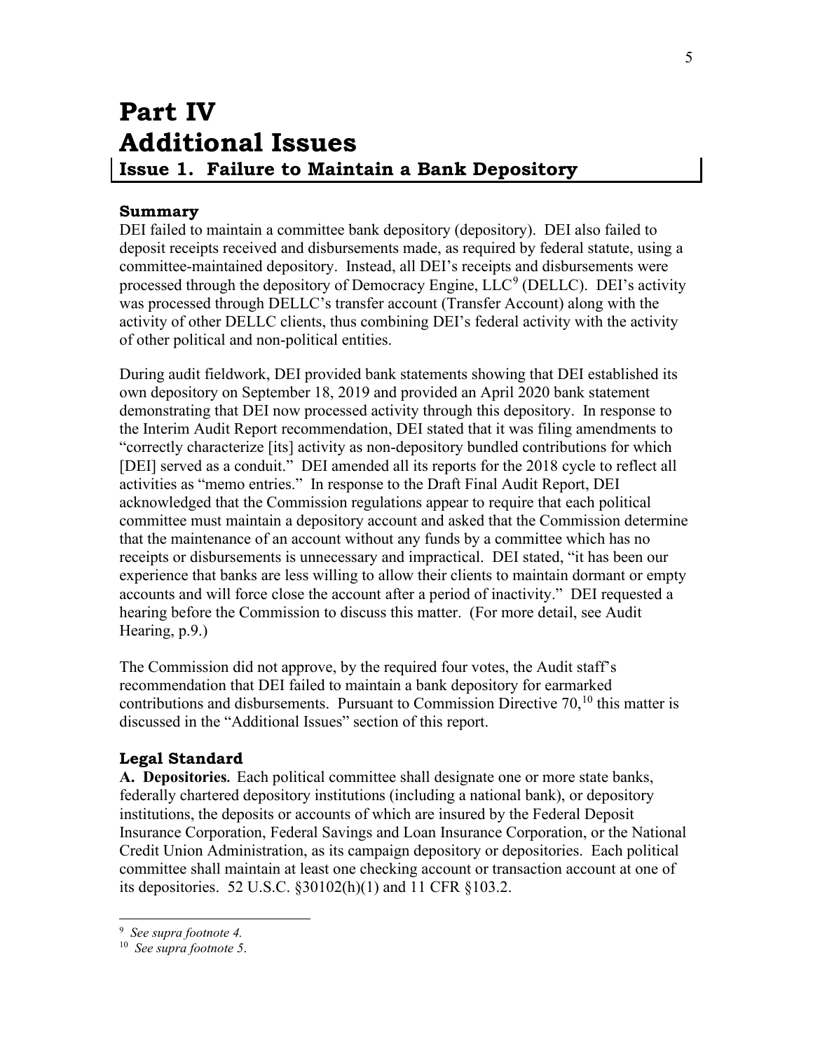# Part IV
# Additional Issues

## Issue 1. Failure to Maintain a Bank Depository

### Summary

DEI failed to maintain a committee bank depository (depository). DEI also failed to deposit receipts received and disbursements made, as required by federal statute, using a committee-maintained depository. Instead, all DEI's receipts and disbursements were processed through the depository of Democracy Engine, LLC[9] (DELLC). DEI's activity was processed through DELLC's transfer account (Transfer Account) along with the activity of other DELLC clients, thus combining DEI's federal activity with the activity of other political and non-political entities.

During audit fieldwork, DEI provided bank statements showing that DEI established its own depository on September 18, 2019 and provided an April 2020 bank statement demonstrating that DEI now processed activity through this depository. In response to the Interim Audit Report recommendation, DEI stated that it was filing amendments to "correctly characterize [its] activity as non-depository bundled contributions for which [DEI] served as a conduit." DEI amended all its reports for the 2018 cycle to reflect all activities as "memo entries." In response to the Draft Final Audit Report, DEI acknowledged that the Commission regulations appear to require that each political committee must maintain a depository account and asked that the Commission determine that the maintenance of an account without any funds by a committee which has no receipts or disbursements is unnecessary and impractical. DEI stated, "it has been our experience that banks are less willing to allow their clients to maintain dormant or empty accounts and will force close the account after a period of inactivity." DEI requested a hearing before the Commission to discuss this matter. (For more detail, see Audit Hearing, p.9.)

The Commission did not approve, by the required four votes, the Audit staff's recommendation that DEI failed to maintain a bank depository for earmarked contributions and disbursements. Pursuant to Commission Directive 70,[10] this matter is discussed in the "Additional Issues" section of this report.

### Legal Standard

**A. Depositories.** Each political committee shall designate one or more state banks, federally chartered depository institutions (including a national bank), or depository institutions, the deposits or accounts of which are insured by the Federal Deposit Insurance Corporation, Federal Savings and Loan Insurance Corporation, or the National Credit Union Administration, as its campaign depository or depositories. Each political committee shall maintain at least one checking account or transaction account at one of its depositories. 52 U.S.C. §30102(h)(1) and 11 CFR §103.2.

---

[9] *See supra footnote 4.*

[10] *See supra footnote 5.*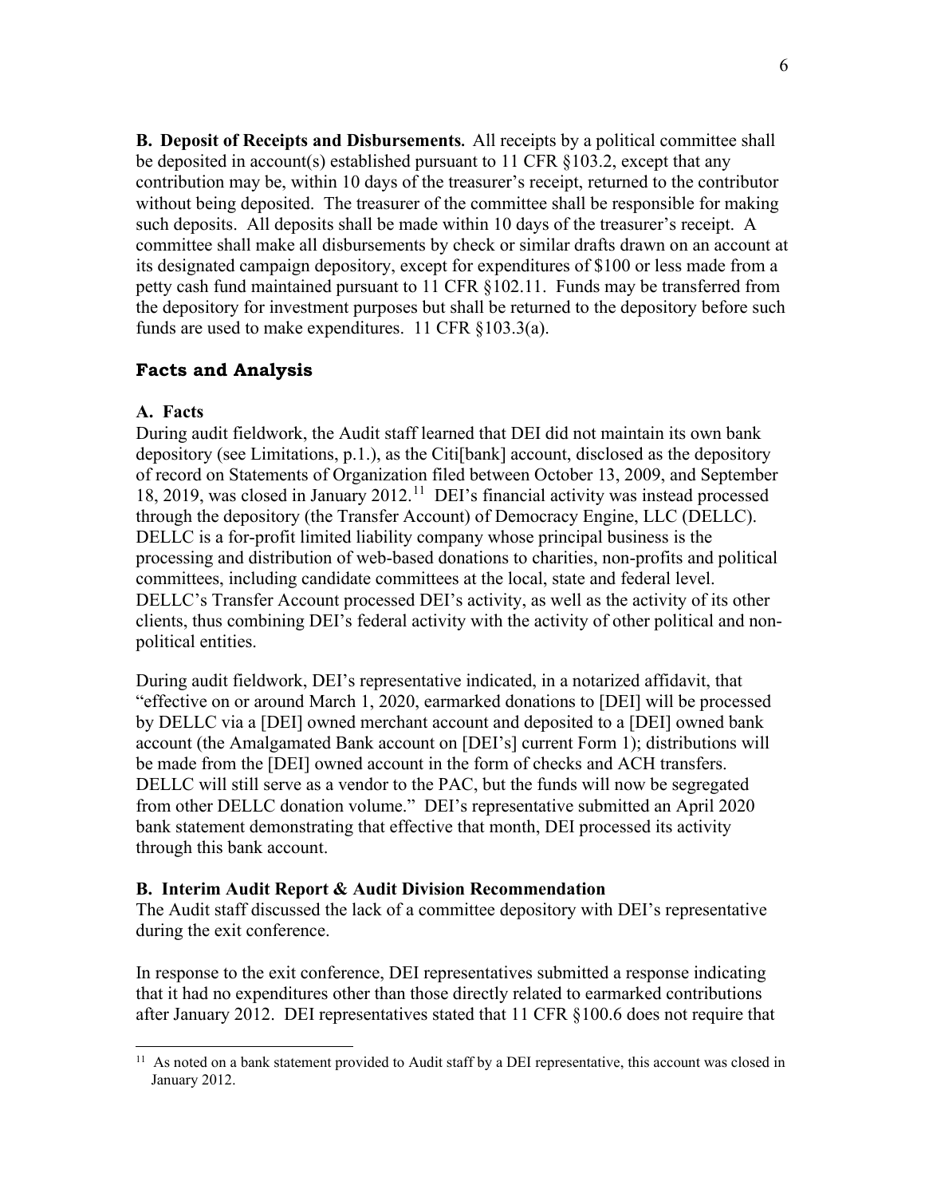**B. Deposit of Receipts and Disbursements.** All receipts by a political committee shall be deposited in account(s) established pursuant to 11 CFR §103.2, except that any contribution may be, within 10 days of the treasurer's receipt, returned to the contributor without being deposited. The treasurer of the committee shall be responsible for making such deposits. All deposits shall be made within 10 days of the treasurer's receipt. A committee shall make all disbursements by check or similar drafts drawn on an account at its designated campaign depository, except for expenditures of $100 or less made from a petty cash fund maintained pursuant to 11 CFR §102.11. Funds may be transferred from the depository for investment purposes but shall be returned to the depository before such funds are used to make expenditures. 11 CFR §103.3(a).

## Facts and Analysis

### A. Facts

During audit fieldwork, the Audit staff learned that DEI did not maintain its own bank depository (see Limitations, p.1.), as the Citi[bank] account, disclosed as the depository of record on Statements of Organization filed between October 13, 2009, and September 18, 2019, was closed in January 2012.[11] DEI's financial activity was instead processed through the depository (the Transfer Account) of Democracy Engine, LLC (DELLC). DELLC is a for-profit limited liability company whose principal business is the processing and distribution of web-based donations to charities, non-profits and political committees, including candidate committees at the local, state and federal level. DELLC's Transfer Account processed DEI's activity, as well as the activity of its other clients, thus combining DEI's federal activity with the activity of other political and non-political entities.

During audit fieldwork, DEI's representative indicated, in a notarized affidavit, that "effective on or around March 1, 2020, earmarked donations to [DEI] will be processed by DELLC via a [DEI] owned merchant account and deposited to a [DEI] owned bank account (the Amalgamated Bank account on [DEI's] current Form 1); distributions will be made from the [DEI] owned account in the form of checks and ACH transfers. DELLC will still serve as a vendor to the PAC, but the funds will now be segregated from other DELLC donation volume." DEI's representative submitted an April 2020 bank statement demonstrating that effective that month, DEI processed its activity through this bank account.

### B. Interim Audit Report & Audit Division Recommendation

The Audit staff discussed the lack of a committee depository with DEI's representative during the exit conference.

In response to the exit conference, DEI representatives submitted a response indicating that it had no expenditures other than those directly related to earmarked contributions after January 2012. DEI representatives stated that 11 CFR §100.6 does not require that

[11] As noted on a bank statement provided to Audit staff by a DEI representative, this account was closed in January 2012.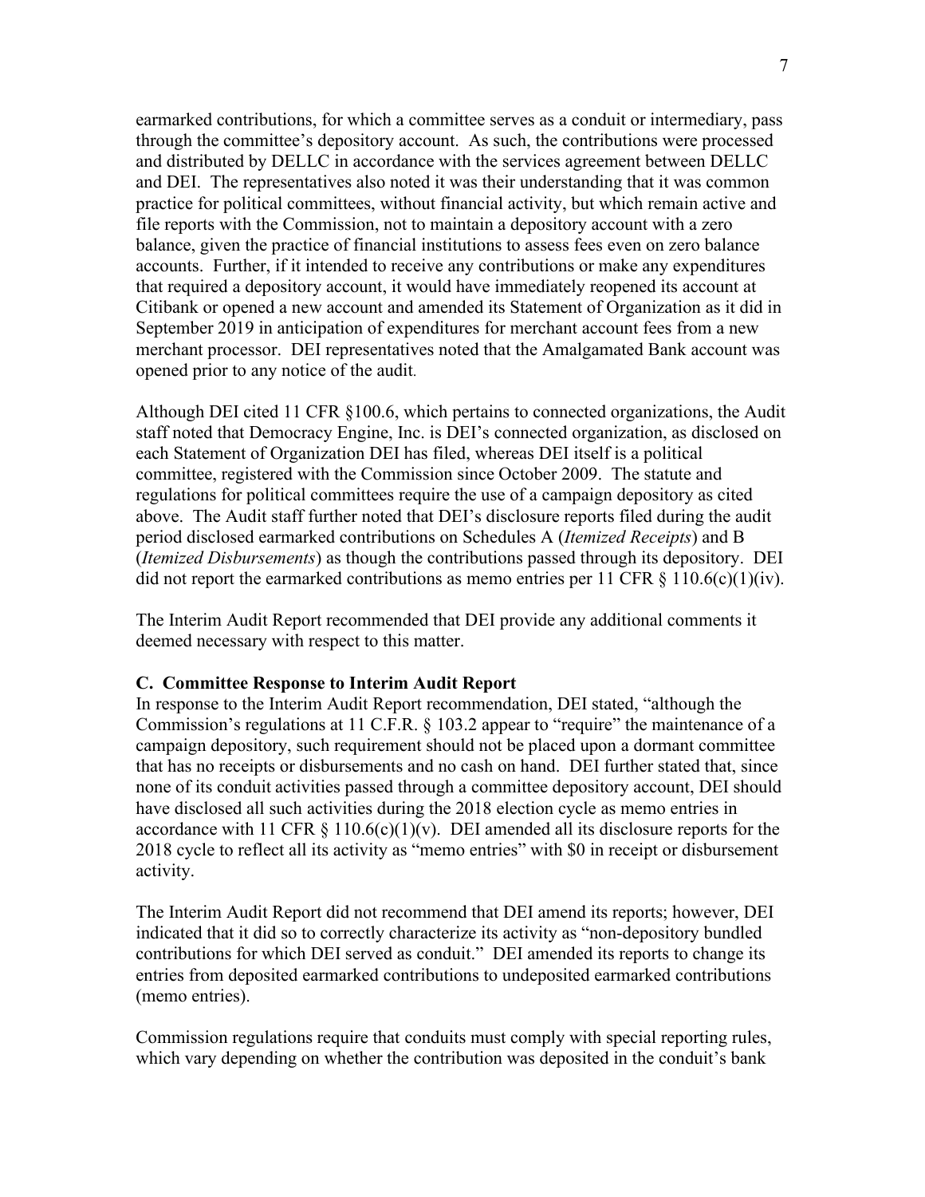earmarked contributions, for which a committee serves as a conduit or intermediary, pass through the committee's depository account. As such, the contributions were processed and distributed by DELLC in accordance with the services agreement between DELLC and DEI. The representatives also noted it was their understanding that it was common practice for political committees, without financial activity, but which remain active and file reports with the Commission, not to maintain a depository account with a zero balance, given the practice of financial institutions to assess fees even on zero balance accounts. Further, if it intended to receive any contributions or make any expenditures that required a depository account, it would have immediately reopened its account at Citibank or opened a new account and amended its Statement of Organization as it did in September 2019 in anticipation of expenditures for merchant account fees from a new merchant processor. DEI representatives noted that the Amalgamated Bank account was opened prior to any notice of the audit.

Although DEI cited 11 CFR §100.6, which pertains to connected organizations, the Audit staff noted that Democracy Engine, Inc. is DEI's connected organization, as disclosed on each Statement of Organization DEI has filed, whereas DEI itself is a political committee, registered with the Commission since October 2009. The statute and regulations for political committees require the use of a campaign depository as cited above. The Audit staff further noted that DEI's disclosure reports filed during the audit period disclosed earmarked contributions on Schedules A (*Itemized Receipts*) and B (*Itemized Disbursements*) as though the contributions passed through its depository. DEI did not report the earmarked contributions as memo entries per 11 CFR § 110.6(c)(1)(iv).

The Interim Audit Report recommended that DEI provide any additional comments it deemed necessary with respect to this matter.

**C. Committee Response to Interim Audit Report**

In response to the Interim Audit Report recommendation, DEI stated, "although the Commission's regulations at 11 C.F.R. § 103.2 appear to "require" the maintenance of a campaign depository, such requirement should not be placed upon a dormant committee that has no receipts or disbursements and no cash on hand. DEI further stated that, since none of its conduit activities passed through a committee depository account, DEI should have disclosed all such activities during the 2018 election cycle as memo entries in accordance with 11 CFR § 110.6(c)(1)(v). DEI amended all its disclosure reports for the 2018 cycle to reflect all its activity as "memo entries" with $0 in receipt or disbursement activity.

The Interim Audit Report did not recommend that DEI amend its reports; however, DEI indicated that it did so to correctly characterize its activity as "non-depository bundled contributions for which DEI served as conduit." DEI amended its reports to change its entries from deposited earmarked contributions to undeposited earmarked contributions (memo entries).

Commission regulations require that conduits must comply with special reporting rules, which vary depending on whether the contribution was deposited in the conduit's bank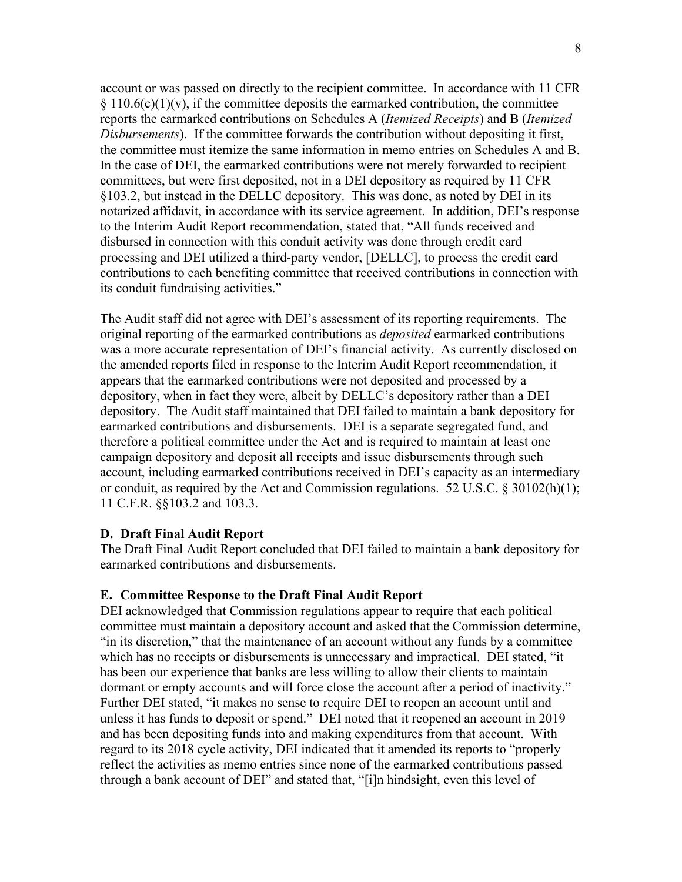account or was passed on directly to the recipient committee. In accordance with 11 CFR § 110.6(c)(1)(v), if the committee deposits the earmarked contribution, the committee reports the earmarked contributions on Schedules A (*Itemized Receipts*) and B (*Itemized Disbursements*). If the committee forwards the contribution without depositing it first, the committee must itemize the same information in memo entries on Schedules A and B. In the case of DEI, the earmarked contributions were not merely forwarded to recipient committees, but were first deposited, not in a DEI depository as required by 11 CFR §103.2, but instead in the DELLC depository. This was done, as noted by DEI in its notarized affidavit, in accordance with its service agreement. In addition, DEI's response to the Interim Audit Report recommendation, stated that, "All funds received and disbursed in connection with this conduit activity was done through credit card processing and DEI utilized a third-party vendor, [DELLC], to process the credit card contributions to each benefiting committee that received contributions in connection with its conduit fundraising activities."

The Audit staff did not agree with DEI's assessment of its reporting requirements. The original reporting of the earmarked contributions as *deposited* earmarked contributions was a more accurate representation of DEI's financial activity. As currently disclosed on the amended reports filed in response to the Interim Audit Report recommendation, it appears that the earmarked contributions were not deposited and processed by a depository, when in fact they were, albeit by DELLC's depository rather than a DEI depository. The Audit staff maintained that DEI failed to maintain a bank depository for earmarked contributions and disbursements. DEI is a separate segregated fund, and therefore a political committee under the Act and is required to maintain at least one campaign depository and deposit all receipts and issue disbursements through such account, including earmarked contributions received in DEI's capacity as an intermediary or conduit, as required by the Act and Commission regulations. 52 U.S.C. § 30102(h)(1); 11 C.F.R. §§103.2 and 103.3.

**D. Draft Final Audit Report**

The Draft Final Audit Report concluded that DEI failed to maintain a bank depository for earmarked contributions and disbursements.

**E. Committee Response to the Draft Final Audit Report**

DEI acknowledged that Commission regulations appear to require that each political committee must maintain a depository account and asked that the Commission determine, "in its discretion," that the maintenance of an account without any funds by a committee which has no receipts or disbursements is unnecessary and impractical. DEI stated, "it has been our experience that banks are less willing to allow their clients to maintain dormant or empty accounts and will force close the account after a period of inactivity." Further DEI stated, "it makes no sense to require DEI to reopen an account until and unless it has funds to deposit or spend." DEI noted that it reopened an account in 2019 and has been depositing funds into and making expenditures from that account. With regard to its 2018 cycle activity, DEI indicated that it amended its reports to "properly reflect the activities as memo entries since none of the earmarked contributions passed through a bank account of DEI" and stated that, "[i]n hindsight, even this level of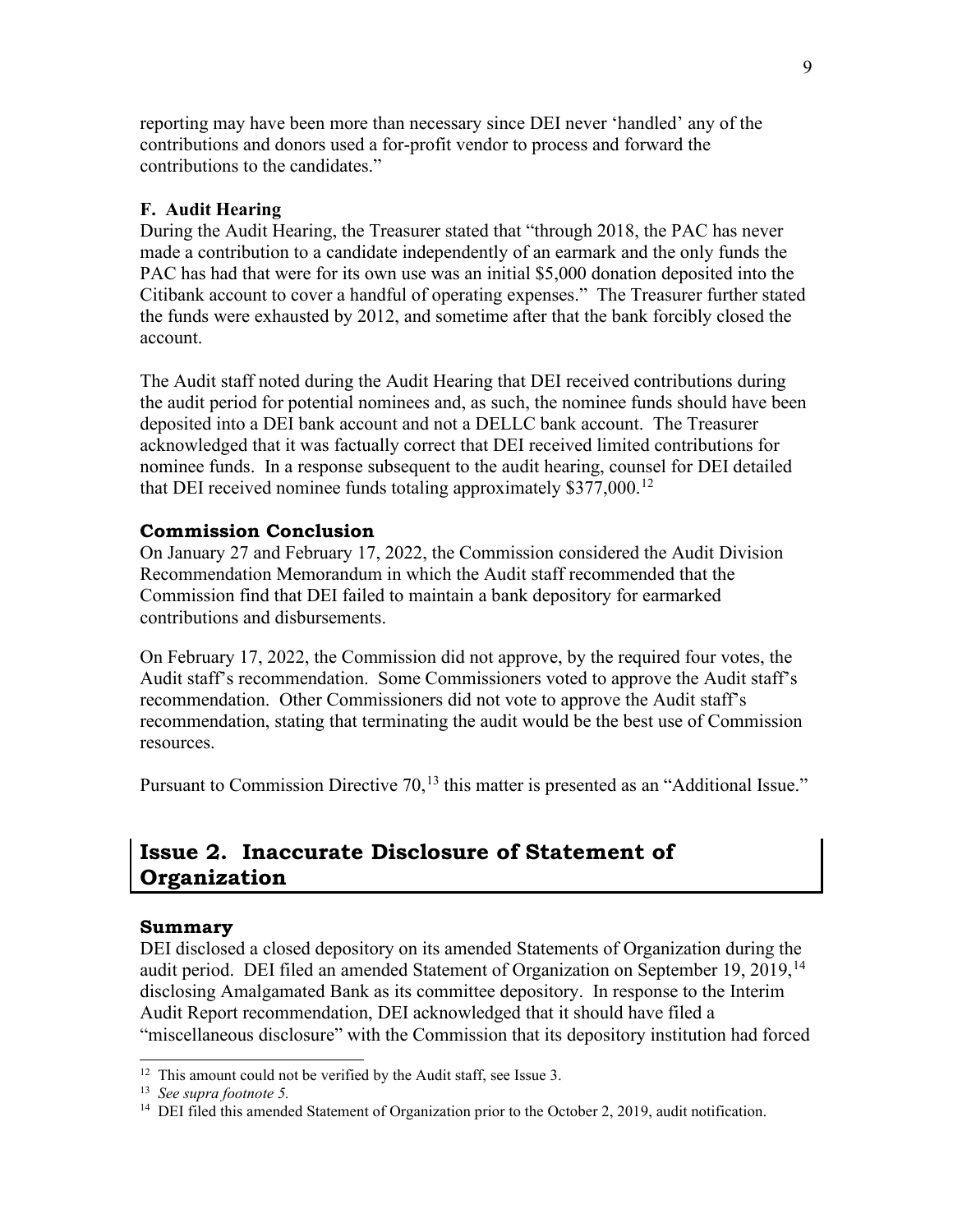reporting may have been more than necessary since DEI never 'handled' any of the contributions and donors used a for-profit vendor to process and forward the contributions to the candidates."

**F. Audit Hearing**

During the Audit Hearing, the Treasurer stated that "through 2018, the PAC has never made a contribution to a candidate independently of an earmark and the only funds the PAC has had that were for its own use was an initial $5,000 donation deposited into the Citibank account to cover a handful of operating expenses." The Treasurer further stated the funds were exhausted by 2012, and sometime after that the bank forcibly closed the account.

The Audit staff noted during the Audit Hearing that DEI received contributions during the audit period for potential nominees and, as such, the nominee funds should have been deposited into a DEI bank account and not a DELLC bank account. The Treasurer acknowledged that it was factually correct that DEI received limited contributions for nominee funds. In a response subsequent to the audit hearing, counsel for DEI detailed that DEI received nominee funds totaling approximately $377,000.[12]

### Commission Conclusion

On January 27 and February 17, 2022, the Commission considered the Audit Division Recommendation Memorandum in which the Audit staff recommended that the Commission find that DEI failed to maintain a bank depository for earmarked contributions and disbursements.

On February 17, 2022, the Commission did not approve, by the required four votes, the Audit staff's recommendation. Some Commissioners voted to approve the Audit staff's recommendation. Other Commissioners did not vote to approve the Audit staff's recommendation, stating that terminating the audit would be the best use of Commission resources.

Pursuant to Commission Directive 70,[13] this matter is presented as an "Additional Issue."

## Issue 2. Inaccurate Disclosure of Statement of Organization

### Summary

DEI disclosed a closed depository on its amended Statements of Organization during the audit period. DEI filed an amended Statement of Organization on September 19, 2019,[14] disclosing Amalgamated Bank as its committee depository. In response to the Interim Audit Report recommendation, DEI acknowledged that it should have filed a "miscellaneous disclosure" with the Commission that its depository institution had forced

---

[12] This amount could not be verified by the Audit staff, see Issue 3.

[13] *See supra footnote 5.*

[14] DEI filed this amended Statement of Organization prior to the October 2, 2019, audit notification.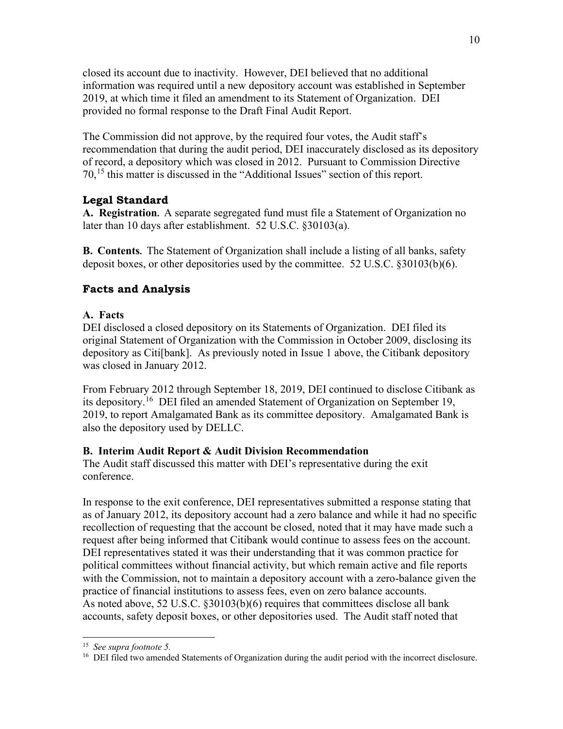closed its account due to inactivity. However, DEI believed that no additional information was required until a new depository account was established in September 2019, at which time it filed an amendment to its Statement of Organization. DEI provided no formal response to the Draft Final Audit Report.

The Commission did not approve, by the required four votes, the Audit staff's recommendation that during the audit period, DEI inaccurately disclosed as its depository of record, a depository which was closed in 2012. Pursuant to Commission Directive 70,[15] this matter is discussed in the "Additional Issues" section of this report.

## Legal Standard

**A. Registration.** A separate segregated fund must file a Statement of Organization no later than 10 days after establishment. 52 U.S.C. §30103(a).

**B. Contents.** The Statement of Organization shall include a listing of all banks, safety deposit boxes, or other depositories used by the committee. 52 U.S.C. §30103(b)(6).

## Facts and Analysis

### A. Facts

DEI disclosed a closed depository on its Statements of Organization. DEI filed its original Statement of Organization with the Commission in October 2009, disclosing its depository as Citi[bank]. As previously noted in Issue 1 above, the Citibank depository was closed in January 2012.

From February 2012 through September 18, 2019, DEI continued to disclose Citibank as its depository.[16] DEI filed an amended Statement of Organization on September 19, 2019, to report Amalgamated Bank as its committee depository. Amalgamated Bank is also the depository used by DELLC.

### B. Interim Audit Report & Audit Division Recommendation

The Audit staff discussed this matter with DEI's representative during the exit conference.

In response to the exit conference, DEI representatives submitted a response stating that as of January 2012, its depository account had a zero balance and while it had no specific recollection of requesting that the account be closed, noted that it may have made such a request after being informed that Citibank would continue to assess fees on the account. DEI representatives stated it was their understanding that it was common practice for political committees without financial activity, but which remain active and file reports with the Commission, not to maintain a depository account with a zero-balance given the practice of financial institutions to assess fees, even on zero balance accounts. As noted above, 52 U.S.C. §30103(b)(6) requires that committees disclose all bank accounts, safety deposit boxes, or other depositories used. The Audit staff noted that

---

[15] *See supra footnote 5.*

[16] DEI filed two amended Statements of Organization during the audit period with the incorrect disclosure.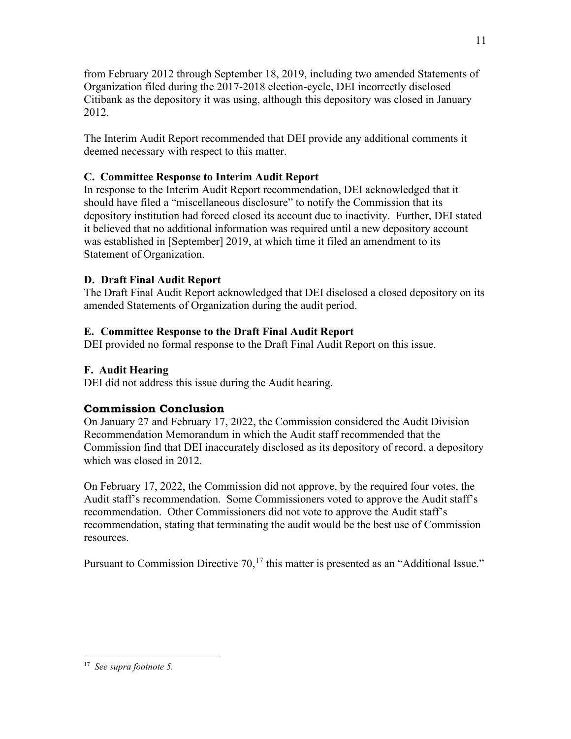from February 2012 through September 18, 2019, including two amended Statements of Organization filed during the 2017-2018 election-cycle, DEI incorrectly disclosed Citibank as the depository it was using, although this depository was closed in January 2012.

The Interim Audit Report recommended that DEI provide any additional comments it deemed necessary with respect to this matter.

### C. Committee Response to Interim Audit Report

In response to the Interim Audit Report recommendation, DEI acknowledged that it should have filed a "miscellaneous disclosure" to notify the Commission that its depository institution had forced closed its account due to inactivity. Further, DEI stated it believed that no additional information was required until a new depository account was established in [September] 2019, at which time it filed an amendment to its Statement of Organization.

### D. Draft Final Audit Report

The Draft Final Audit Report acknowledged that DEI disclosed a closed depository on its amended Statements of Organization during the audit period.

### E. Committee Response to the Draft Final Audit Report

DEI provided no formal response to the Draft Final Audit Report on this issue.

### F. Audit Hearing

DEI did not address this issue during the Audit hearing.

## Commission Conclusion

On January 27 and February 17, 2022, the Commission considered the Audit Division Recommendation Memorandum in which the Audit staff recommended that the Commission find that DEI inaccurately disclosed as its depository of record, a depository which was closed in 2012.

On February 17, 2022, the Commission did not approve, by the required four votes, the Audit staff's recommendation. Some Commissioners voted to approve the Audit staff's recommendation. Other Commissioners did not vote to approve the Audit staff's recommendation, stating that terminating the audit would be the best use of Commission resources.

Pursuant to Commission Directive 70,[17] this matter is presented as an "Additional Issue."

---

[17] *See supra footnote 5.*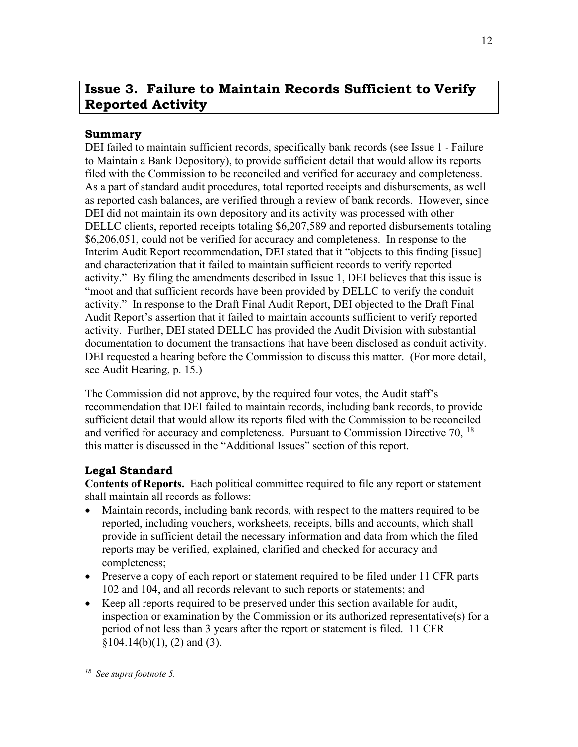## Issue 3. Failure to Maintain Records Sufficient to Verify Reported Activity

### Summary

DEI failed to maintain sufficient records, specifically bank records (see Issue 1 - Failure to Maintain a Bank Depository), to provide sufficient detail that would allow its reports filed with the Commission to be reconciled and verified for accuracy and completeness. As a part of standard audit procedures, total reported receipts and disbursements, as well as reported cash balances, are verified through a review of bank records. However, since DEI did not maintain its own depository and its activity was processed with other DELLC clients, reported receipts totaling $6,207,589 and reported disbursements totaling $6,206,051, could not be verified for accuracy and completeness. In response to the Interim Audit Report recommendation, DEI stated that it "objects to this finding [issue] and characterization that it failed to maintain sufficient records to verify reported activity." By filing the amendments described in Issue 1, DEI believes that this issue is "moot and that sufficient records have been provided by DELLC to verify the conduit activity." In response to the Draft Final Audit Report, DEI objected to the Draft Final Audit Report's assertion that it failed to maintain accounts sufficient to verify reported activity. Further, DEI stated DELLC has provided the Audit Division with substantial documentation to document the transactions that have been disclosed as conduit activity. DEI requested a hearing before the Commission to discuss this matter. (For more detail, see Audit Hearing, p. 15.)

The Commission did not approve, by the required four votes, the Audit staff's recommendation that DEI failed to maintain records, including bank records, to provide sufficient detail that would allow its reports filed with the Commission to be reconciled and verified for accuracy and completeness. Pursuant to Commission Directive 70, [18] this matter is discussed in the "Additional Issues" section of this report.

### Legal Standard

**Contents of Reports.** Each political committee required to file any report or statement shall maintain all records as follows:

- Maintain records, including bank records, with respect to the matters required to be reported, including vouchers, worksheets, receipts, bills and accounts, which shall provide in sufficient detail the necessary information and data from which the filed reports may be verified, explained, clarified and checked for accuracy and completeness;
- Preserve a copy of each report or statement required to be filed under 11 CFR parts 102 and 104, and all records relevant to such reports or statements; and
- Keep all reports required to be preserved under this section available for audit, inspection or examination by the Commission or its authorized representative(s) for a period of not less than 3 years after the report or statement is filed. 11 CFR §104.14(b)(1), (2) and (3).

---

[18] *See supra footnote 5.*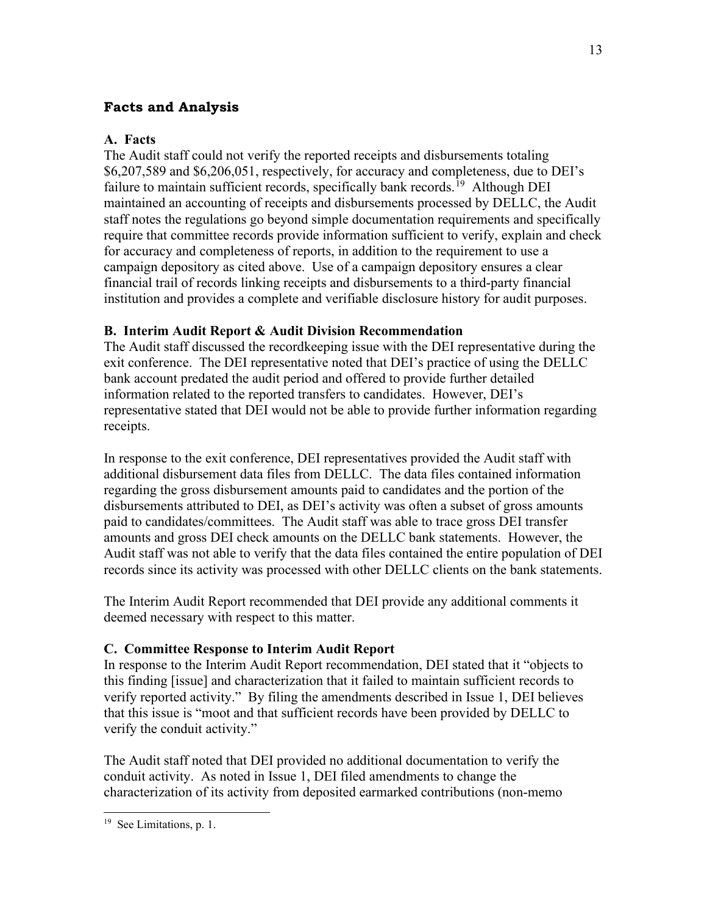## Facts and Analysis

### A. Facts

The Audit staff could not verify the reported receipts and disbursements totaling $6,207,589 and $6,206,051, respectively, for accuracy and completeness, due to DEI's failure to maintain sufficient records, specifically bank records.[19] Although DEI maintained an accounting of receipts and disbursements processed by DELLC, the Audit staff notes the regulations go beyond simple documentation requirements and specifically require that committee records provide information sufficient to verify, explain and check for accuracy and completeness of reports, in addition to the requirement to use a campaign depository as cited above. Use of a campaign depository ensures a clear financial trail of records linking receipts and disbursements to a third-party financial institution and provides a complete and verifiable disclosure history for audit purposes.

### B. Interim Audit Report & Audit Division Recommendation

The Audit staff discussed the recordkeeping issue with the DEI representative during the exit conference. The DEI representative noted that DEI's practice of using the DELLC bank account predated the audit period and offered to provide further detailed information related to the reported transfers to candidates. However, DEI's representative stated that DEI would not be able to provide further information regarding receipts.

In response to the exit conference, DEI representatives provided the Audit staff with additional disbursement data files from DELLC. The data files contained information regarding the gross disbursement amounts paid to candidates and the portion of the disbursements attributed to DEI, as DEI's activity was often a subset of gross amounts paid to candidates/committees. The Audit staff was able to trace gross DEI transfer amounts and gross DEI check amounts on the DELLC bank statements. However, the Audit staff was not able to verify that the data files contained the entire population of DEI records since its activity was processed with other DELLC clients on the bank statements.

The Interim Audit Report recommended that DEI provide any additional comments it deemed necessary with respect to this matter.

### C. Committee Response to Interim Audit Report

In response to the Interim Audit Report recommendation, DEI stated that it "objects to this finding [issue] and characterization that it failed to maintain sufficient records to verify reported activity." By filing the amendments described in Issue 1, DEI believes that this issue is "moot and that sufficient records have been provided by DELLC to verify the conduit activity."

The Audit staff noted that DEI provided no additional documentation to verify the conduit activity. As noted in Issue 1, DEI filed amendments to change the characterization of its activity from deposited earmarked contributions (non-memo

[19] See Limitations, p. 1.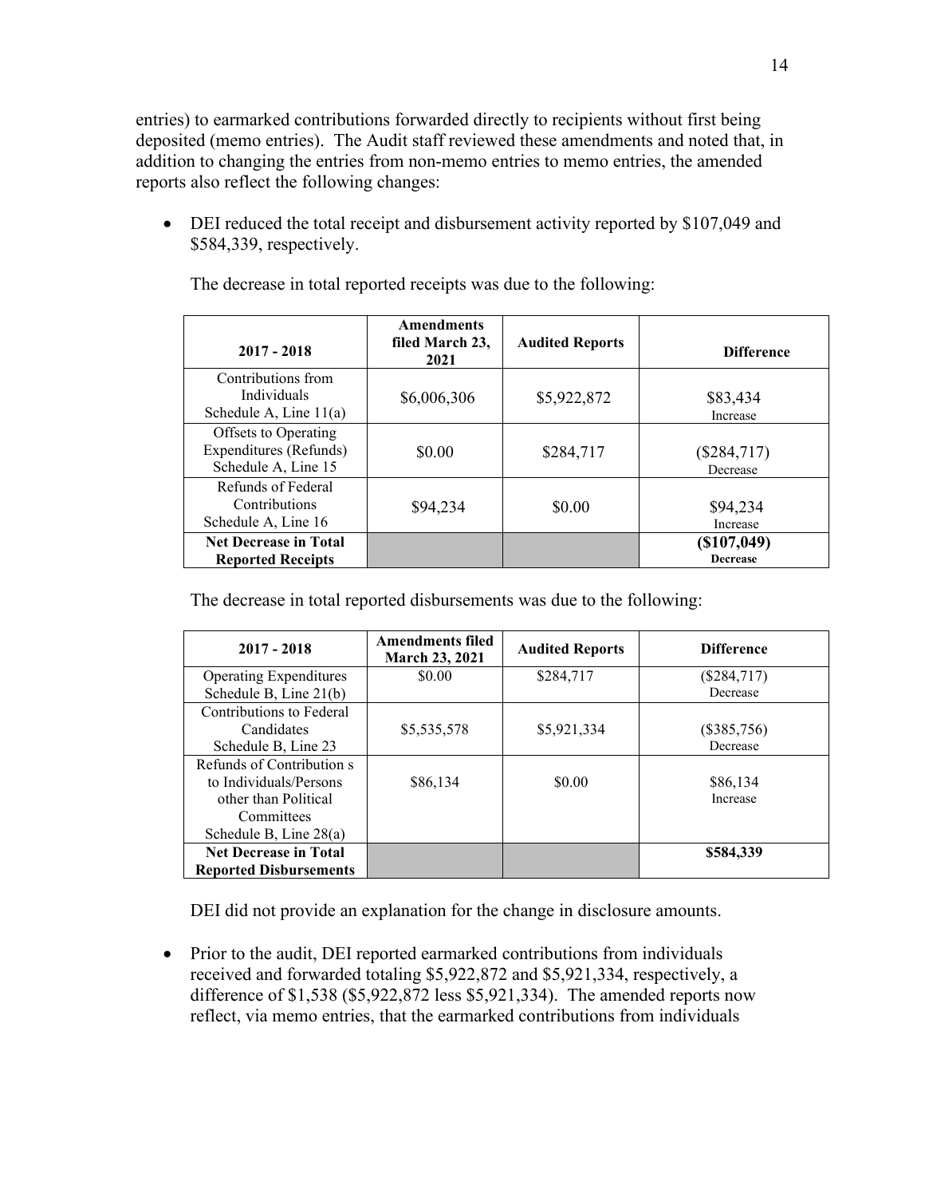entries) to earmarked contributions forwarded directly to recipients without first being deposited (memo entries). The Audit staff reviewed these amendments and noted that, in addition to changing the entries from non-memo entries to memo entries, the amended reports also reflect the following changes:

- DEI reduced the total receipt and disbursement activity reported by $107,049 and $584,339, respectively.

  The decrease in total reported receipts was due to the following:

| 2017 - 2018 | Amendments filed March 23, 2021 | Audited Reports | Difference |
|---|---|---|---|
| Contributions from Individuals Schedule A, Line 11(a) | $6,006,306 | $5,922,872 | $83,434 Increase |
| Offsets to Operating Expenditures (Refunds) Schedule A, Line 15 | $0.00 | $284,717 | ($284,717) Decrease |
| Refunds of Federal Contributions Schedule A, Line 16 | $94,234 | $0.00 | $94,234 Increase |
| **Net Decrease in Total Reported Receipts** | | | **($107,049) Decrease** |

  The decrease in total reported disbursements was due to the following:

| 2017 - 2018 | Amendments filed March 23, 2021 | Audited Reports | Difference |
|---|---|---|---|
| Operating Expenditures Schedule B, Line 21(b) | $0.00 | $284,717 | ($284,717) Decrease |
| Contributions to Federal Candidates Schedule B, Line 23 | $5,535,578 | $5,921,334 | ($385,756) Decrease |
| Refunds of Contribution s to Individuals/Persons other than Political Committees Schedule B, Line 28(a) | $86,134 | $0.00 | $86,134 Increase |
| **Net Decrease in Total Reported Disbursements** | | | **$584,339** |

  DEI did not provide an explanation for the change in disclosure amounts.

- Prior to the audit, DEI reported earmarked contributions from individuals received and forwarded totaling $5,922,872 and $5,921,334, respectively, a difference of $1,538 ($5,922,872 less $5,921,334). The amended reports now reflect, via memo entries, that the earmarked contributions from individuals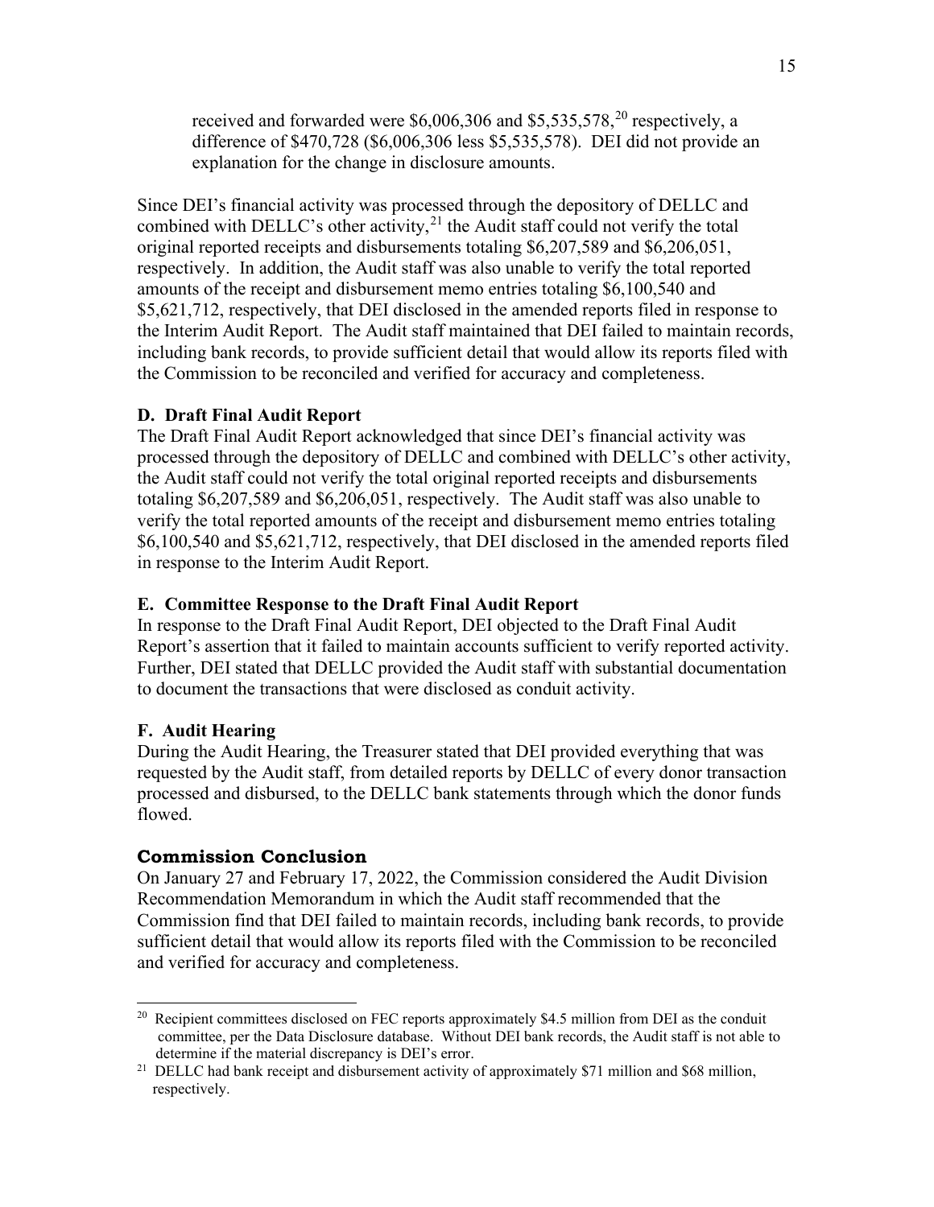received and forwarded were \$6,006,306 and \$5,535,578,[20] respectively, a difference of \$470,728 (\$6,006,306 less \$5,535,578). DEI did not provide an explanation for the change in disclosure amounts.

Since DEI's financial activity was processed through the depository of DELLC and combined with DELLC's other activity,[21] the Audit staff could not verify the total original reported receipts and disbursements totaling \$6,207,589 and \$6,206,051, respectively. In addition, the Audit staff was also unable to verify the total reported amounts of the receipt and disbursement memo entries totaling \$6,100,540 and \$5,621,712, respectively, that DEI disclosed in the amended reports filed in response to the Interim Audit Report. The Audit staff maintained that DEI failed to maintain records, including bank records, to provide sufficient detail that would allow its reports filed with the Commission to be reconciled and verified for accuracy and completeness.

**D. Draft Final Audit Report**

The Draft Final Audit Report acknowledged that since DEI's financial activity was processed through the depository of DELLC and combined with DELLC's other activity, the Audit staff could not verify the total original reported receipts and disbursements totaling \$6,207,589 and \$6,206,051, respectively. The Audit staff was also unable to verify the total reported amounts of the receipt and disbursement memo entries totaling \$6,100,540 and \$5,621,712, respectively, that DEI disclosed in the amended reports filed in response to the Interim Audit Report.

**E. Committee Response to the Draft Final Audit Report**

In response to the Draft Final Audit Report, DEI objected to the Draft Final Audit Report's assertion that it failed to maintain accounts sufficient to verify reported activity. Further, DEI stated that DELLC provided the Audit staff with substantial documentation to document the transactions that were disclosed as conduit activity.

**F. Audit Hearing**

During the Audit Hearing, the Treasurer stated that DEI provided everything that was requested by the Audit staff, from detailed reports by DELLC of every donor transaction processed and disbursed, to the DELLC bank statements through which the donor funds flowed.

### Commission Conclusion

On January 27 and February 17, 2022, the Commission considered the Audit Division Recommendation Memorandum in which the Audit staff recommended that the Commission find that DEI failed to maintain records, including bank records, to provide sufficient detail that would allow its reports filed with the Commission to be reconciled and verified for accuracy and completeness.

---

[20] Recipient committees disclosed on FEC reports approximately \$4.5 million from DEI as the conduit committee, per the Data Disclosure database. Without DEI bank records, the Audit staff is not able to determine if the material discrepancy is DEI's error.

[21] DELLC had bank receipt and disbursement activity of approximately \$71 million and \$68 million, respectively.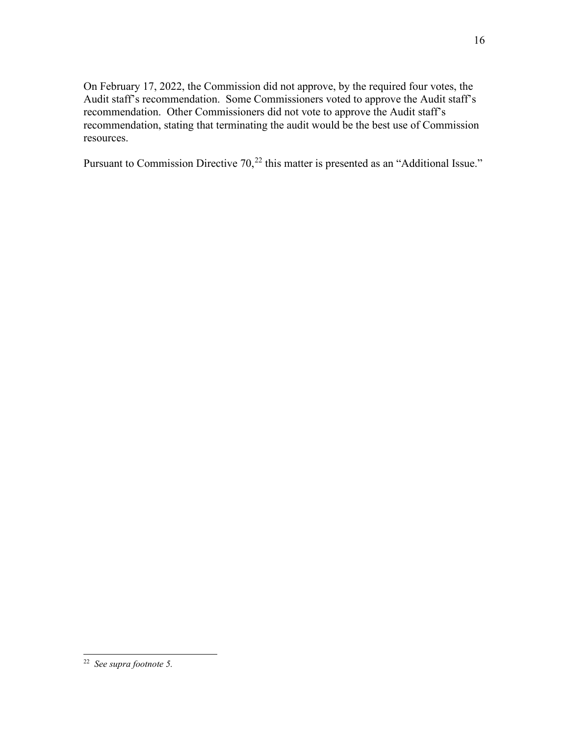On February 17, 2022, the Commission did not approve, by the required four votes, the Audit staff's recommendation. Some Commissioners voted to approve the Audit staff's recommendation. Other Commissioners did not vote to approve the Audit staff's recommendation, stating that terminating the audit would be the best use of Commission resources.

Pursuant to Commission Directive 70,[22] this matter is presented as an "Additional Issue."

---

[22] *See supra footnote 5.*